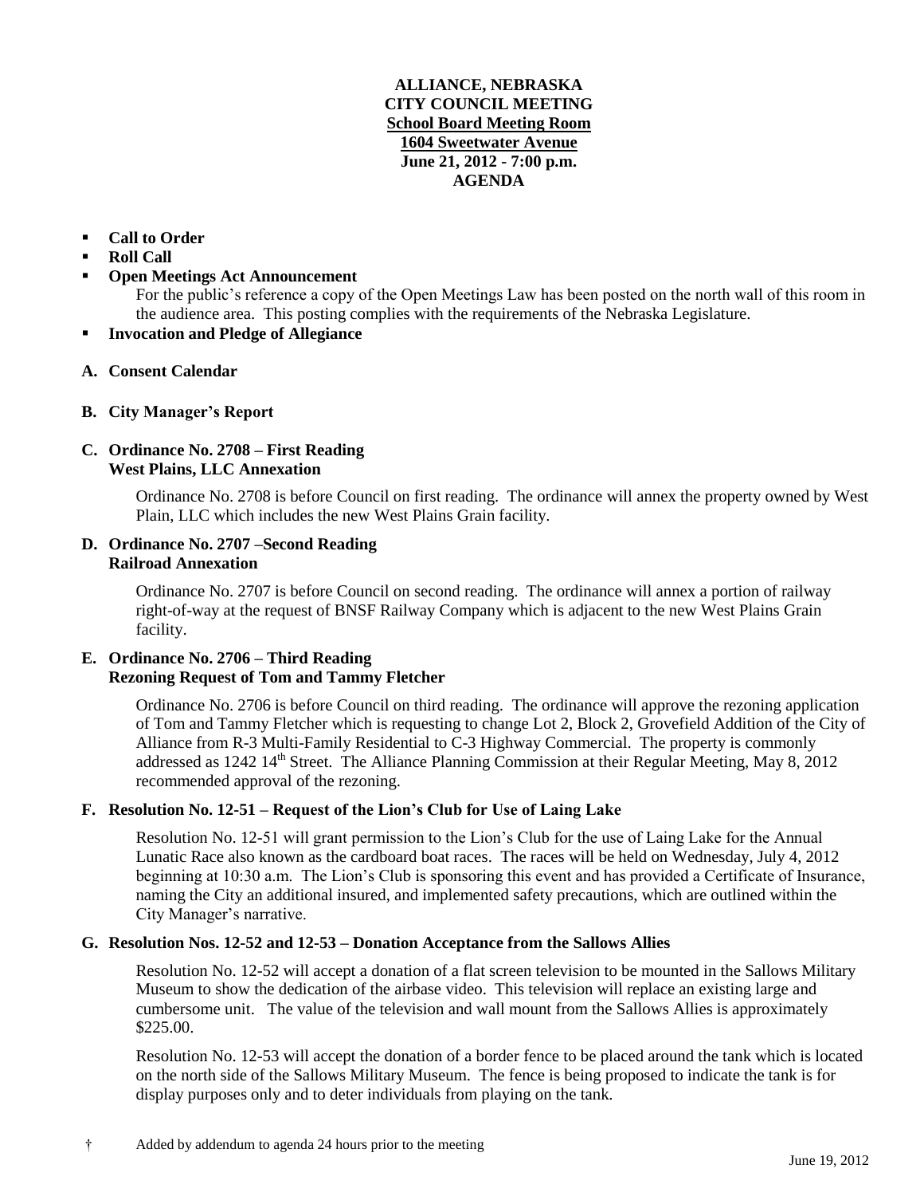**ALLIANCE, NEBRASKA**
**CITY COUNCIL MEETING**
**School Board Meeting Room**
**1604 Sweetwater Avenue**
**June 21, 2012 - 7:00 p.m.**
**AGENDA**

- **Call to Order**
- **Roll Call**
- **Open Meetings Act Announcement**
  For the public's reference a copy of the Open Meetings Law has been posted on the north wall of this room in the audience area. This posting complies with the requirements of the Nebraska Legislature.
- **Invocation and Pledge of Allegiance**

**A. Consent Calendar**

**B. City Manager's Report**

**C. Ordinance No. 2708 – First Reading**
**West Plains, LLC Annexation**

Ordinance No. 2708 is before Council on first reading. The ordinance will annex the property owned by West Plain, LLC which includes the new West Plains Grain facility.

**D. Ordinance No. 2707 –Second Reading**
**Railroad Annexation**

Ordinance No. 2707 is before Council on second reading. The ordinance will annex a portion of railway right-of-way at the request of BNSF Railway Company which is adjacent to the new West Plains Grain facility.

**E. Ordinance No. 2706 – Third Reading**
**Rezoning Request of Tom and Tammy Fletcher**

Ordinance No. 2706 is before Council on third reading. The ordinance will approve the rezoning application of Tom and Tammy Fletcher which is requesting to change Lot 2, Block 2, Grovefield Addition of the City of Alliance from R-3 Multi-Family Residential to C-3 Highway Commercial. The property is commonly addressed as 1242 14th Street. The Alliance Planning Commission at their Regular Meeting, May 8, 2012 recommended approval of the rezoning.

**F. Resolution No. 12-51 – Request of the Lion's Club for Use of Laing Lake**

Resolution No. 12-51 will grant permission to the Lion's Club for the use of Laing Lake for the Annual Lunatic Race also known as the cardboard boat races. The races will be held on Wednesday, July 4, 2012 beginning at 10:30 a.m. The Lion's Club is sponsoring this event and has provided a Certificate of Insurance, naming the City an additional insured, and implemented safety precautions, which are outlined within the City Manager's narrative.

**G. Resolution Nos. 12-52 and 12-53 – Donation Acceptance from the Sallows Allies**

Resolution No. 12-52 will accept a donation of a flat screen television to be mounted in the Sallows Military Museum to show the dedication of the airbase video. This television will replace an existing large and cumbersome unit. The value of the television and wall mount from the Sallows Allies is approximately $225.00.

Resolution No. 12-53 will accept the donation of a border fence to be placed around the tank which is located on the north side of the Sallows Military Museum. The fence is being proposed to indicate the tank is for display purposes only and to deter individuals from playing on the tank.

† Added by addendum to agenda 24 hours prior to the meeting

June 19, 2012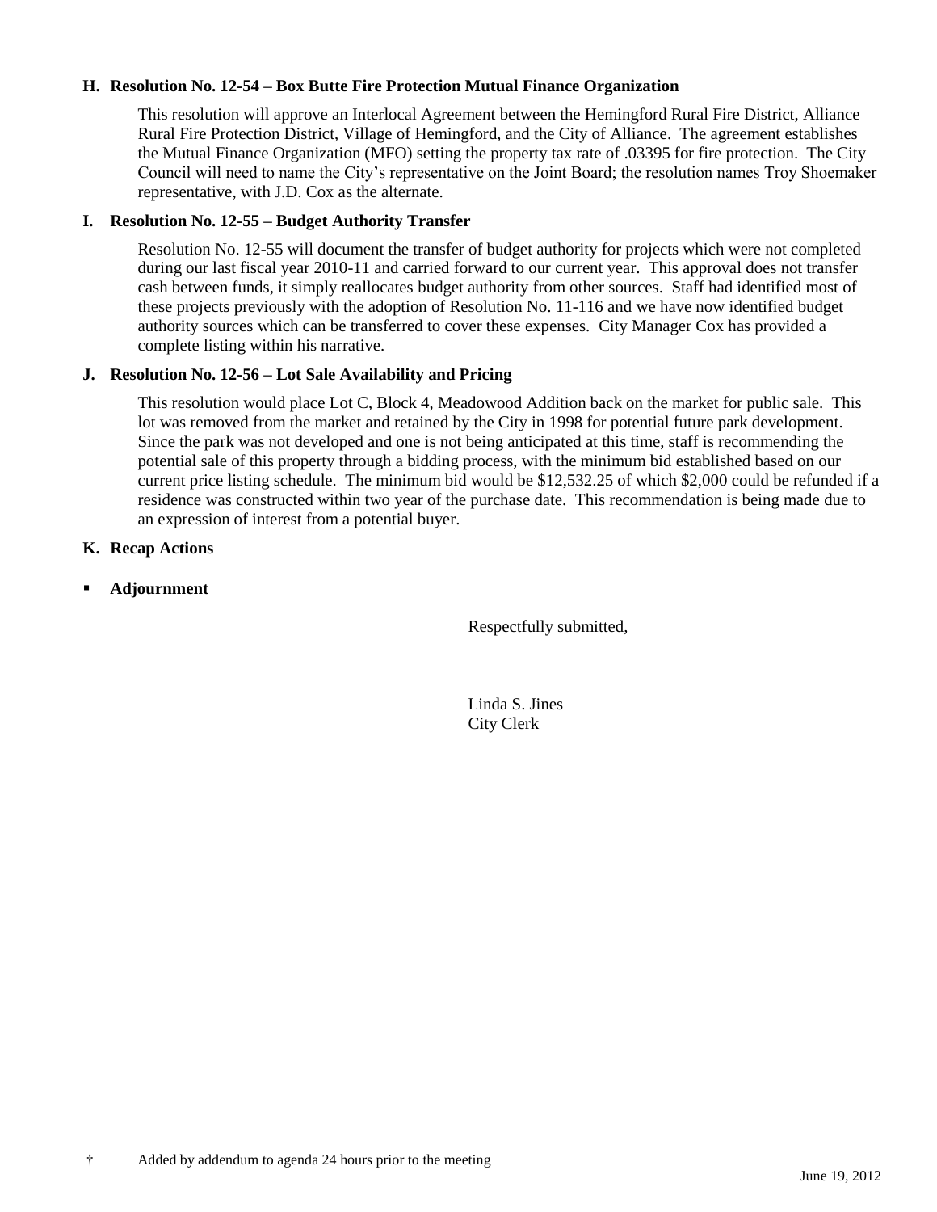**H. Resolution No. 12-54 – Box Butte Fire Protection Mutual Finance Organization**

This resolution will approve an Interlocal Agreement between the Hemingford Rural Fire District, Alliance Rural Fire Protection District, Village of Hemingford, and the City of Alliance. The agreement establishes the Mutual Finance Organization (MFO) setting the property tax rate of .03395 for fire protection. The City Council will need to name the City's representative on the Joint Board; the resolution names Troy Shoemaker representative, with J.D. Cox as the alternate.

**I. Resolution No. 12-55 – Budget Authority Transfer**

Resolution No. 12-55 will document the transfer of budget authority for projects which were not completed during our last fiscal year 2010-11 and carried forward to our current year. This approval does not transfer cash between funds, it simply reallocates budget authority from other sources. Staff had identified most of these projects previously with the adoption of Resolution No. 11-116 and we have now identified budget authority sources which can be transferred to cover these expenses. City Manager Cox has provided a complete listing within his narrative.

**J. Resolution No. 12-56 – Lot Sale Availability and Pricing**

This resolution would place Lot C, Block 4, Meadowood Addition back on the market for public sale. This lot was removed from the market and retained by the City in 1998 for potential future park development. Since the park was not developed and one is not being anticipated at this time, staff is recommending the potential sale of this property through a bidding process, with the minimum bid established based on our current price listing schedule. The minimum bid would be $12,532.25 of which $2,000 could be refunded if a residence was constructed within two year of the purchase date. This recommendation is being made due to an expression of interest from a potential buyer.

**K. Recap Actions**

- **Adjournment**

Respectfully submitted,

Linda S. Jines
City Clerk

† Added by addendum to agenda 24 hours prior to the meeting

June 19, 2012